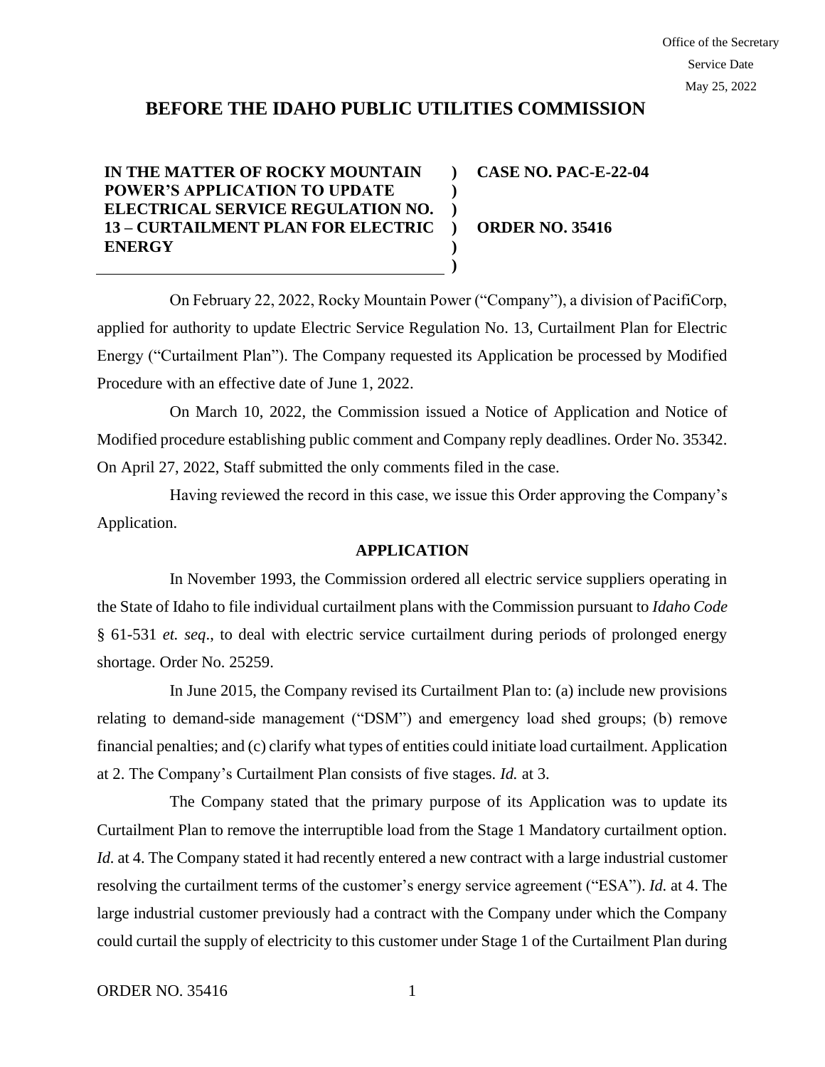Office of the Secretary
Service Date
May 25, 2022

# BEFORE THE IDAHO PUBLIC UTILITIES COMMISSION

| | | |
|---|---|---|
| **IN THE MATTER OF ROCKY MOUNTAIN POWER'S APPLICATION TO UPDATE ELECTRICAL SERVICE REGULATION NO. 13 – CURTAILMENT PLAN FOR ELECTRIC ENERGY** | **)<br>)<br>)<br>)<br>)<br>)** | **CASE NO. PAC-E-22-04**<br><br>**ORDER NO. 35416** |

On February 22, 2022, Rocky Mountain Power ("Company"), a division of PacifiCorp, applied for authority to update Electric Service Regulation No. 13, Curtailment Plan for Electric Energy ("Curtailment Plan"). The Company requested its Application be processed by Modified Procedure with an effective date of June 1, 2022.

On March 10, 2022, the Commission issued a Notice of Application and Notice of Modified procedure establishing public comment and Company reply deadlines. Order No. 35342. On April 27, 2022, Staff submitted the only comments filed in the case.

Having reviewed the record in this case, we issue this Order approving the Company's Application.

## APPLICATION

In November 1993, the Commission ordered all electric service suppliers operating in the State of Idaho to file individual curtailment plans with the Commission pursuant to *Idaho Code* § 61-531 *et. seq*., to deal with electric service curtailment during periods of prolonged energy shortage. Order No. 25259.

In June 2015, the Company revised its Curtailment Plan to: (a) include new provisions relating to demand-side management ("DSM") and emergency load shed groups; (b) remove financial penalties; and (c) clarify what types of entities could initiate load curtailment. Application at 2. The Company's Curtailment Plan consists of five stages. *Id.* at 3.

The Company stated that the primary purpose of its Application was to update its Curtailment Plan to remove the interruptible load from the Stage 1 Mandatory curtailment option. *Id.* at 4. The Company stated it had recently entered a new contract with a large industrial customer resolving the curtailment terms of the customer's energy service agreement ("ESA"). *Id.* at 4. The large industrial customer previously had a contract with the Company under which the Company could curtail the supply of electricity to this customer under Stage 1 of the Curtailment Plan during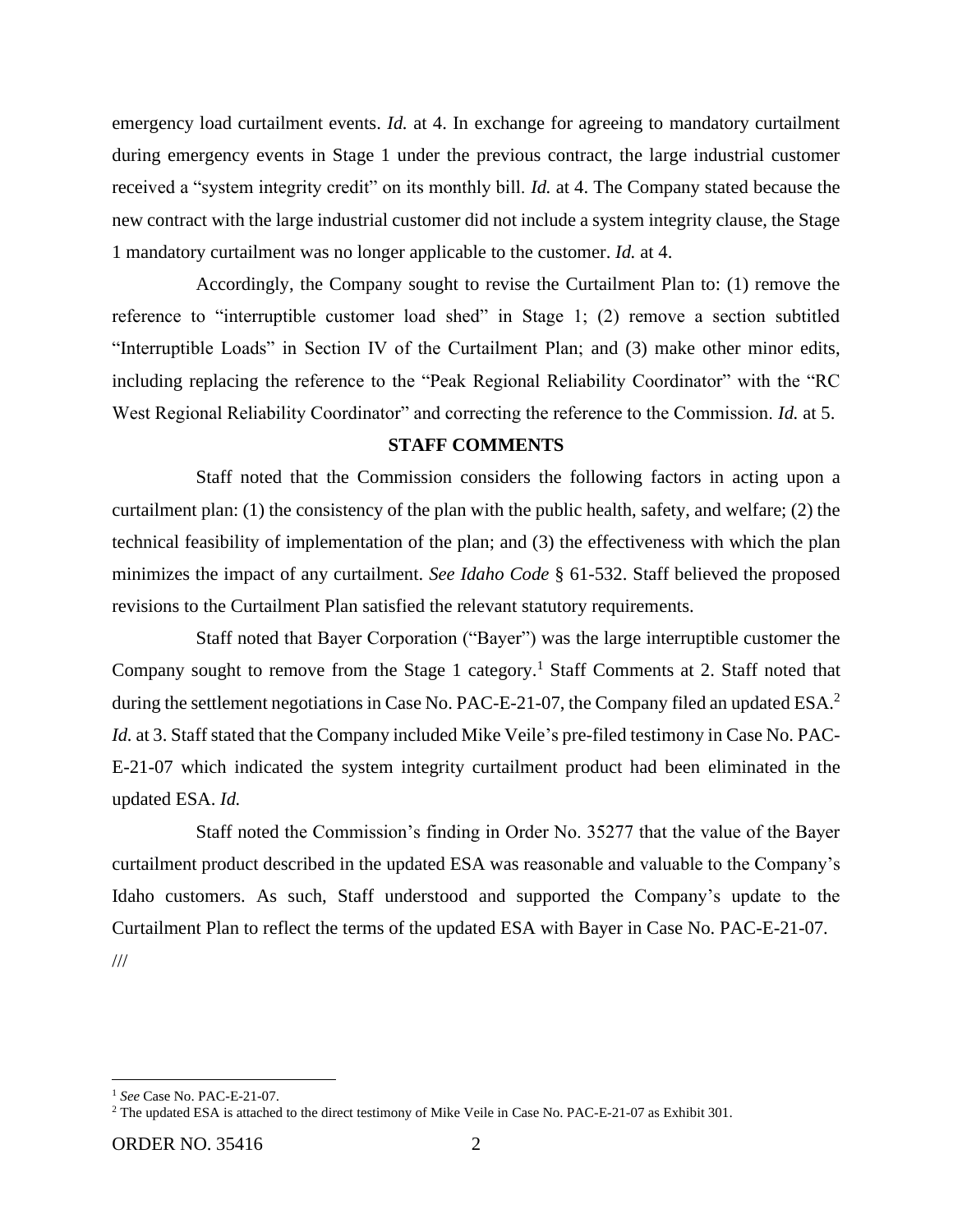emergency load curtailment events. *Id.* at 4. In exchange for agreeing to mandatory curtailment during emergency events in Stage 1 under the previous contract, the large industrial customer received a "system integrity credit" on its monthly bill. *Id.* at 4. The Company stated because the new contract with the large industrial customer did not include a system integrity clause, the Stage 1 mandatory curtailment was no longer applicable to the customer. *Id.* at 4.

Accordingly, the Company sought to revise the Curtailment Plan to: (1) remove the reference to "interruptible customer load shed" in Stage 1; (2) remove a section subtitled "Interruptible Loads" in Section IV of the Curtailment Plan; and (3) make other minor edits, including replacing the reference to the "Peak Regional Reliability Coordinator" with the "RC West Regional Reliability Coordinator" and correcting the reference to the Commission. *Id.* at 5.

**STAFF COMMENTS**

Staff noted that the Commission considers the following factors in acting upon a curtailment plan: (1) the consistency of the plan with the public health, safety, and welfare; (2) the technical feasibility of implementation of the plan; and (3) the effectiveness with which the plan minimizes the impact of any curtailment. *See Idaho Code* § 61-532. Staff believed the proposed revisions to the Curtailment Plan satisfied the relevant statutory requirements.

Staff noted that Bayer Corporation ("Bayer") was the large interruptible customer the Company sought to remove from the Stage 1 category.[1] Staff Comments at 2. Staff noted that during the settlement negotiations in Case No. PAC-E-21-07, the Company filed an updated ESA.[2] *Id.* at 3. Staff stated that the Company included Mike Veile's pre-filed testimony in Case No. PAC-E-21-07 which indicated the system integrity curtailment product had been eliminated in the updated ESA. *Id.*

Staff noted the Commission's finding in Order No. 35277 that the value of the Bayer curtailment product described in the updated ESA was reasonable and valuable to the Company's Idaho customers. As such, Staff understood and supported the Company's update to the Curtailment Plan to reflect the terms of the updated ESA with Bayer in Case No. PAC-E-21-07.

///

[1] *See* Case No. PAC-E-21-07.

[2] The updated ESA is attached to the direct testimony of Mike Veile in Case No. PAC-E-21-07 as Exhibit 301.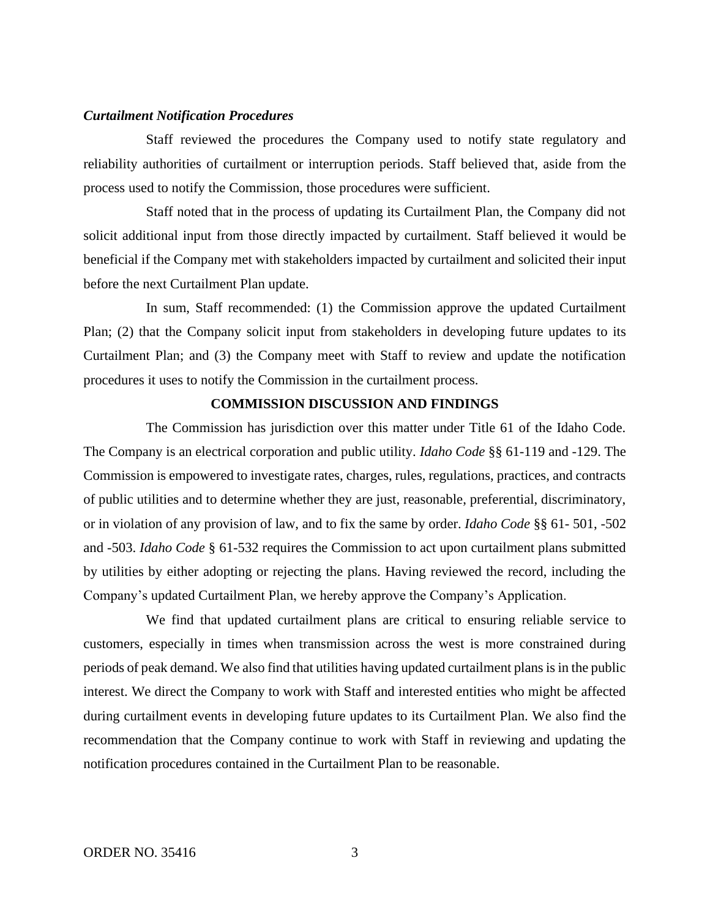***Curtailment Notification Procedures***

Staff reviewed the procedures the Company used to notify state regulatory and reliability authorities of curtailment or interruption periods. Staff believed that, aside from the process used to notify the Commission, those procedures were sufficient.

Staff noted that in the process of updating its Curtailment Plan, the Company did not solicit additional input from those directly impacted by curtailment. Staff believed it would be beneficial if the Company met with stakeholders impacted by curtailment and solicited their input before the next Curtailment Plan update.

In sum, Staff recommended: (1) the Commission approve the updated Curtailment Plan; (2) that the Company solicit input from stakeholders in developing future updates to its Curtailment Plan; and (3) the Company meet with Staff to review and update the notification procedures it uses to notify the Commission in the curtailment process.

**COMMISSION DISCUSSION AND FINDINGS**

The Commission has jurisdiction over this matter under Title 61 of the Idaho Code. The Company is an electrical corporation and public utility. *Idaho Code* §§ 61-119 and -129. The Commission is empowered to investigate rates, charges, rules, regulations, practices, and contracts of public utilities and to determine whether they are just, reasonable, preferential, discriminatory, or in violation of any provision of law, and to fix the same by order. *Idaho Code* §§ 61- 501, -502 and -503. *Idaho Code* § 61-532 requires the Commission to act upon curtailment plans submitted by utilities by either adopting or rejecting the plans. Having reviewed the record, including the Company's updated Curtailment Plan, we hereby approve the Company's Application.

We find that updated curtailment plans are critical to ensuring reliable service to customers, especially in times when transmission across the west is more constrained during periods of peak demand. We also find that utilities having updated curtailment plans is in the public interest. We direct the Company to work with Staff and interested entities who might be affected during curtailment events in developing future updates to its Curtailment Plan. We also find the recommendation that the Company continue to work with Staff in reviewing and updating the notification procedures contained in the Curtailment Plan to be reasonable.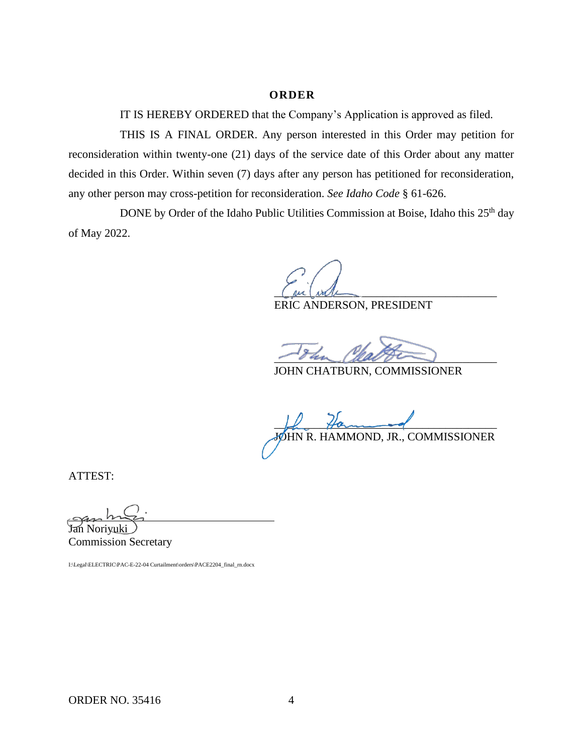## ORDER

IT IS HEREBY ORDERED that the Company's Application is approved as filed.

THIS IS A FINAL ORDER. Any person interested in this Order may petition for reconsideration within twenty-one (21) days of the service date of this Order about any matter decided in this Order. Within seven (7) days after any person has petitioned for reconsideration, any other person may cross-petition for reconsideration. *See Idaho Code* § 61-626.

DONE by Order of the Idaho Public Utilities Commission at Boise, Idaho this 25th day of May 2022.

ERIC ANDERSON, PRESIDENT

JOHN CHATBURN, COMMISSIONER

JOHN R. HAMMOND, JR., COMMISSIONER

ATTEST:

Jan Noriyuki
Commission Secretary

I:\Legal\ELECTRIC\PAC-E-22-04 Curtailment\orders\PACE2204_final_rn.docx

ORDER NO. 35416